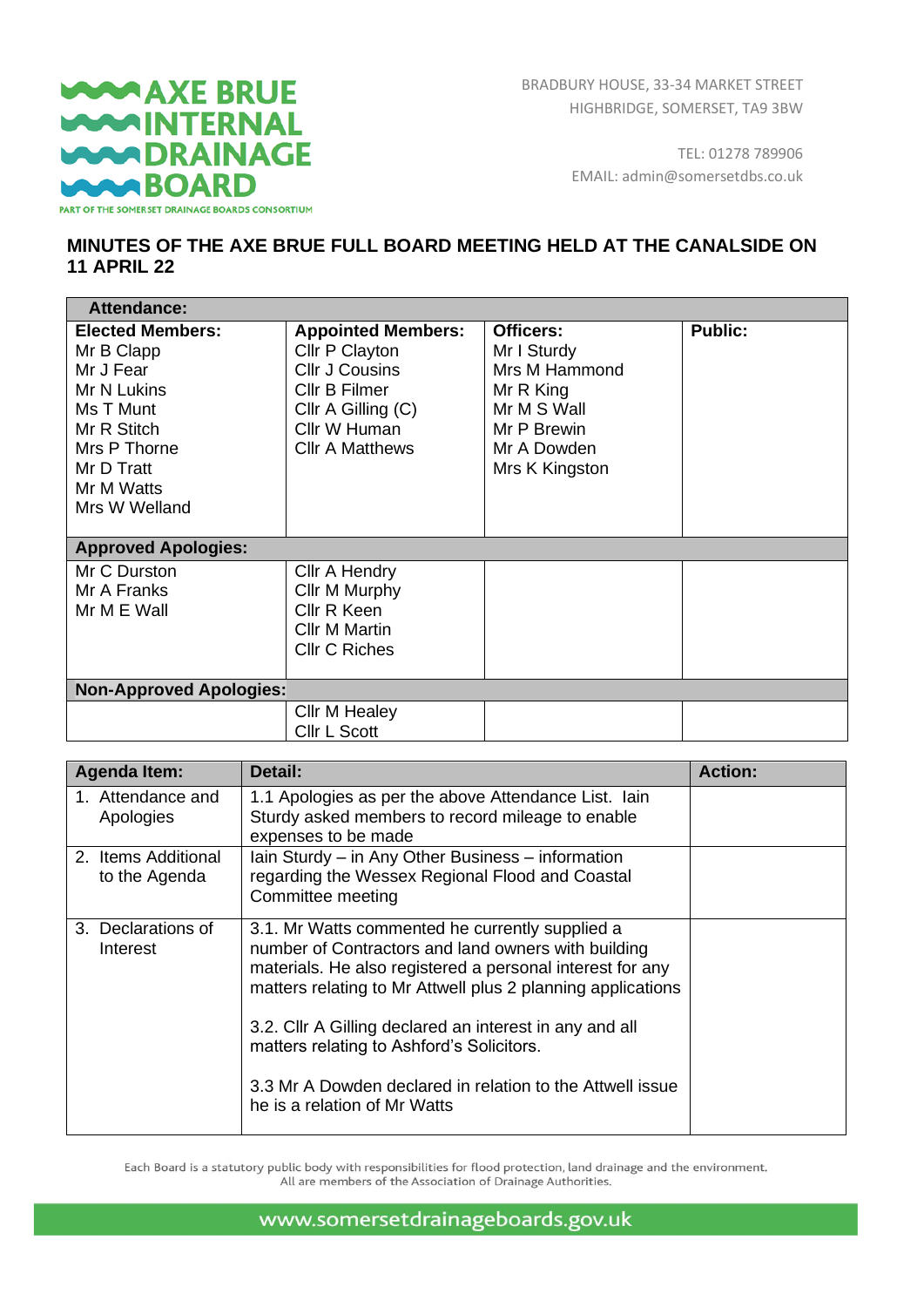**AXE BRUE INTERNAL DRAINAGE BOARD**
PART OF THE SOMERSET DRAINAGE BOARDS CONSORTIUM

BRADBURY HOUSE, 33-34 MARKET STREET
HIGHBRIDGE, SOMERSET, TA9 3BW

TEL: 01278 789906
EMAIL: admin@somersetdbs.co.uk

## MINUTES OF THE AXE BRUE FULL BOARD MEETING HELD AT THE CANALSIDE ON 11 APRIL 22

| **Attendance:** | | | |
|---|---|---|---|
| **Elected Members:**<br>Mr B Clapp<br>Mr J Fear<br>Mr N Lukins<br>Ms T Munt<br>Mr R Stitch<br>Mrs P Thorne<br>Mr D Tratt<br>Mr M Watts<br>Mrs W Welland | **Appointed Members:**<br>Cllr P Clayton<br>Cllr J Cousins<br>Cllr B Filmer<br>Cllr A Gilling (C)<br>Cllr W Human<br>Cllr A Matthews | **Officers:**<br>Mr I Sturdy<br>Mrs M Hammond<br>Mr R King<br>Mr M S Wall<br>Mr P Brewin<br>Mr A Dowden<br>Mrs K Kingston | **Public:** |
| **Approved Apologies:** | | | |
| Mr C Durston<br>Mr A Franks<br>Mr M E Wall | Cllr A Hendry<br>Cllr M Murphy<br>Cllr R Keen<br>Cllr M Martin<br>Cllr C Riches | | |
| **Non-Approved Apologies:** | | | |
| | Cllr M Healey<br>Cllr L Scott | | |

| **Agenda Item:** | **Detail:** | **Action:** |
|---|---|---|
| 1. Attendance and Apologies | 1.1 Apologies as per the above Attendance List. Iain Sturdy asked members to record mileage to enable expenses to be made | |
| 2. Items Additional to the Agenda | Iain Sturdy – in Any Other Business – information regarding the Wessex Regional Flood and Coastal Committee meeting | |
| 3. Declarations of Interest | 3.1. Mr Watts commented he currently supplied a number of Contractors and land owners with building materials. He also registered a personal interest for any matters relating to Mr Attwell plus 2 planning applications<br><br>3.2. Cllr A Gilling declared an interest in any and all matters relating to Ashford's Solicitors.<br><br>3.3 Mr A Dowden declared in relation to the Attwell issue he is a relation of Mr Watts | |

Each Board is a statutory public body with responsibilities for flood protection, land drainage and the environment.
All are members of the Association of Drainage Authorities.

www.somersetdrainageboards.gov.uk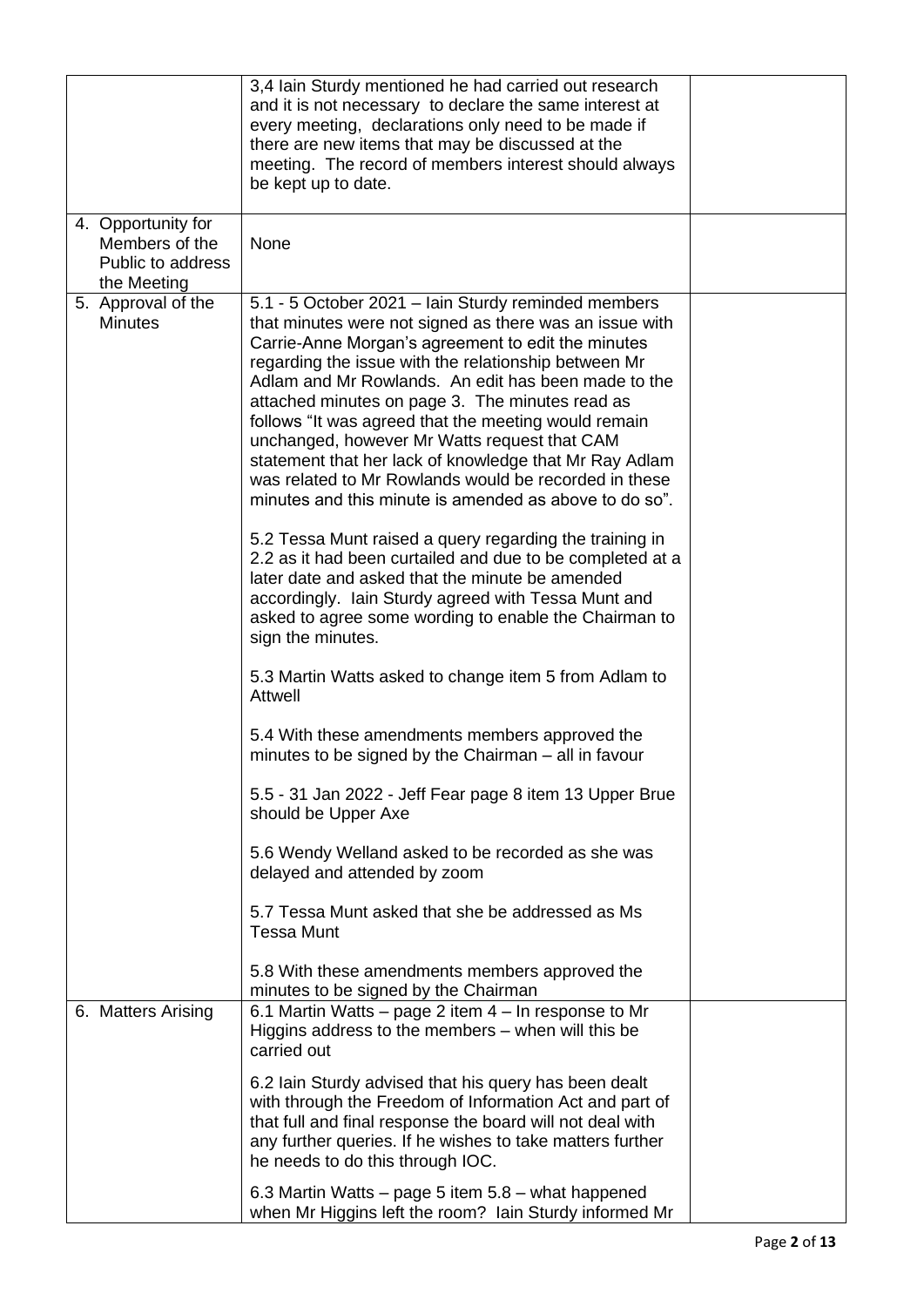| | | |
|---|---|---|
| | 3,4 Iain Sturdy mentioned he had carried out research and it is not necessary to declare the same interest at every meeting, declarations only need to be made if there are new items that may be discussed at the meeting. The record of members interest should always be kept up to date. | |
| 4. Opportunity for Members of the Public to address the Meeting | None | |
| 5. Approval of the Minutes | 5.1 - 5 October 2021 – Iain Sturdy reminded members that minutes were not signed as there was an issue with Carrie-Anne Morgan's agreement to edit the minutes regarding the issue with the relationship between Mr Adlam and Mr Rowlands. An edit has been made to the attached minutes on page 3. The minutes read as follows "It was agreed that the meeting would remain unchanged, however Mr Watts request that CAM statement that her lack of knowledge that Mr Ray Adlam was related to Mr Rowlands would be recorded in these minutes and this minute is amended as above to do so".<br><br>5.2 Tessa Munt raised a query regarding the training in 2.2 as it had been curtailed and due to be completed at a later date and asked that the minute be amended accordingly. Iain Sturdy agreed with Tessa Munt and asked to agree some wording to enable the Chairman to sign the minutes.<br><br>5.3 Martin Watts asked to change item 5 from Adlam to Attwell<br><br>5.4 With these amendments members approved the minutes to be signed by the Chairman – all in favour<br><br>5.5 - 31 Jan 2022 - Jeff Fear page 8 item 13 Upper Brue should be Upper Axe<br><br>5.6 Wendy Welland asked to be recorded as she was delayed and attended by zoom<br><br>5.7 Tessa Munt asked that she be addressed as Ms Tessa Munt<br><br>5.8 With these amendments members approved the minutes to be signed by the Chairman | |
| 6. Matters Arising | 6.1 Martin Watts – page 2 item 4 – In response to Mr Higgins address to the members – when will this be carried out<br><br>6.2 Iain Sturdy advised that his query has been dealt with through the Freedom of Information Act and part of that full and final response the board will not deal with any further queries. If he wishes to take matters further he needs to do this through IOC.<br><br>6.3 Martin Watts – page 5 item 5.8 – what happened when Mr Higgins left the room? Iain Sturdy informed Mr | |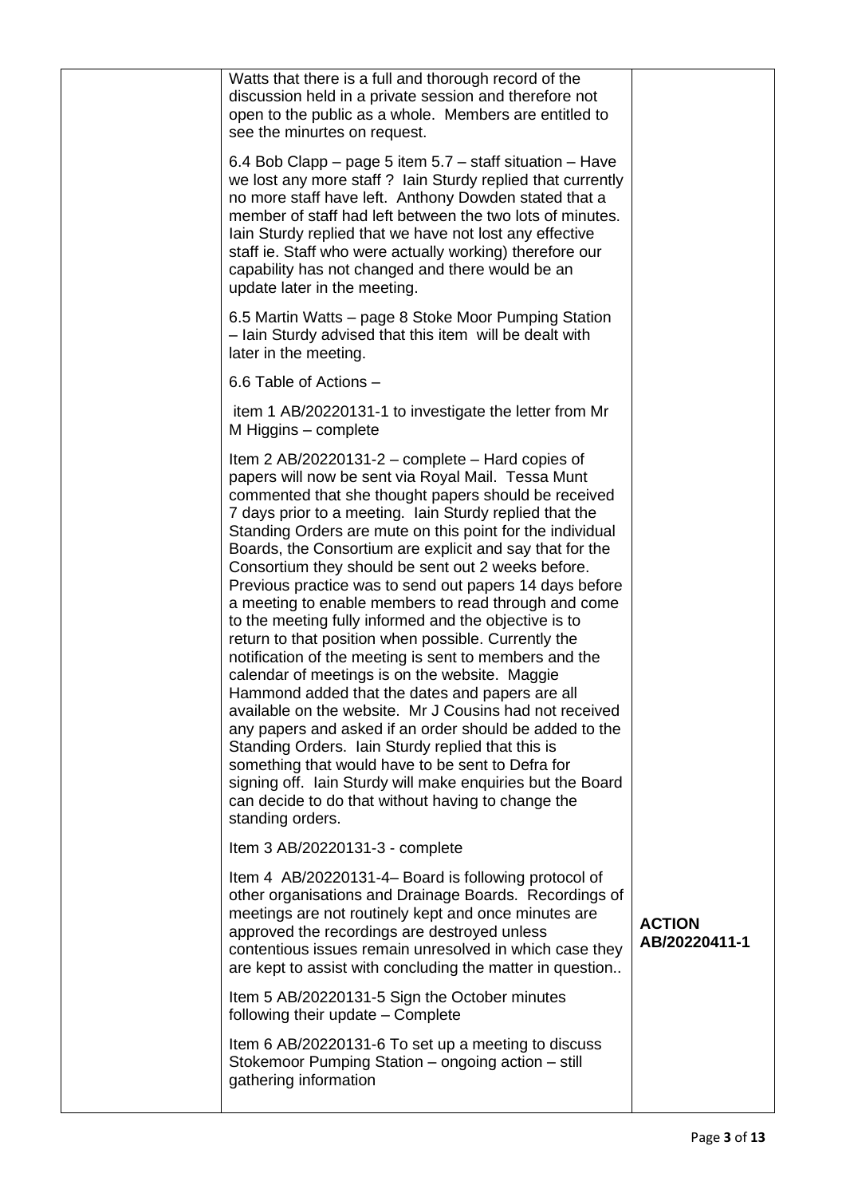| | | |
|---|---|---|
| | Watts that there is a full and thorough record of the discussion held in a private session and therefore not open to the public as a whole. Members are entitled to see the minurtes on request.<br><br>6.4 Bob Clapp – page 5 item 5.7 – staff situation – Have we lost any more staff ? Iain Sturdy replied that currently no more staff have left. Anthony Dowden stated that a member of staff had left between the two lots of minutes. Iain Sturdy replied that we have not lost any effective staff ie. Staff who were actually working) therefore our capability has not changed and there would be an update later in the meeting.<br><br>6.5 Martin Watts – page 8 Stoke Moor Pumping Station – Iain Sturdy advised that this item will be dealt with later in the meeting.<br><br>6.6 Table of Actions –<br><br>item 1 AB/20220131-1 to investigate the letter from Mr M Higgins – complete<br><br>Item 2 AB/20220131-2 – complete – Hard copies of papers will now be sent via Royal Mail. Tessa Munt commented that she thought papers should be received 7 days prior to a meeting. Iain Sturdy replied that the Standing Orders are mute on this point for the individual Boards, the Consortium are explicit and say that for the Consortium they should be sent out 2 weeks before. Previous practice was to send out papers 14 days before a meeting to enable members to read through and come to the meeting fully informed and the objective is to return to that position when possible. Currently the notification of the meeting is sent to members and the calendar of meetings is on the website. Maggie Hammond added that the dates and papers are all available on the website. Mr J Cousins had not received any papers and asked if an order should be added to the Standing Orders. Iain Sturdy replied that this is something that would have to be sent to Defra for signing off. Iain Sturdy will make enquiries but the Board can decide to do that without having to change the standing orders.<br><br>Item 3 AB/20220131-3 - complete<br><br>Item 4 AB/20220131-4– Board is following protocol of other organisations and Drainage Boards. Recordings of meetings are not routinely kept and once minutes are approved the recordings are destroyed unless contentious issues remain unresolved in which case they are kept to assist with concluding the matter in question..<br><br>Item 5 AB/20220131-5 Sign the October minutes following their update – Complete<br><br>Item 6 AB/20220131-6 To set up a meeting to discuss Stokemoor Pumping Station – ongoing action – still gathering information | **ACTION AB/20220411-1** |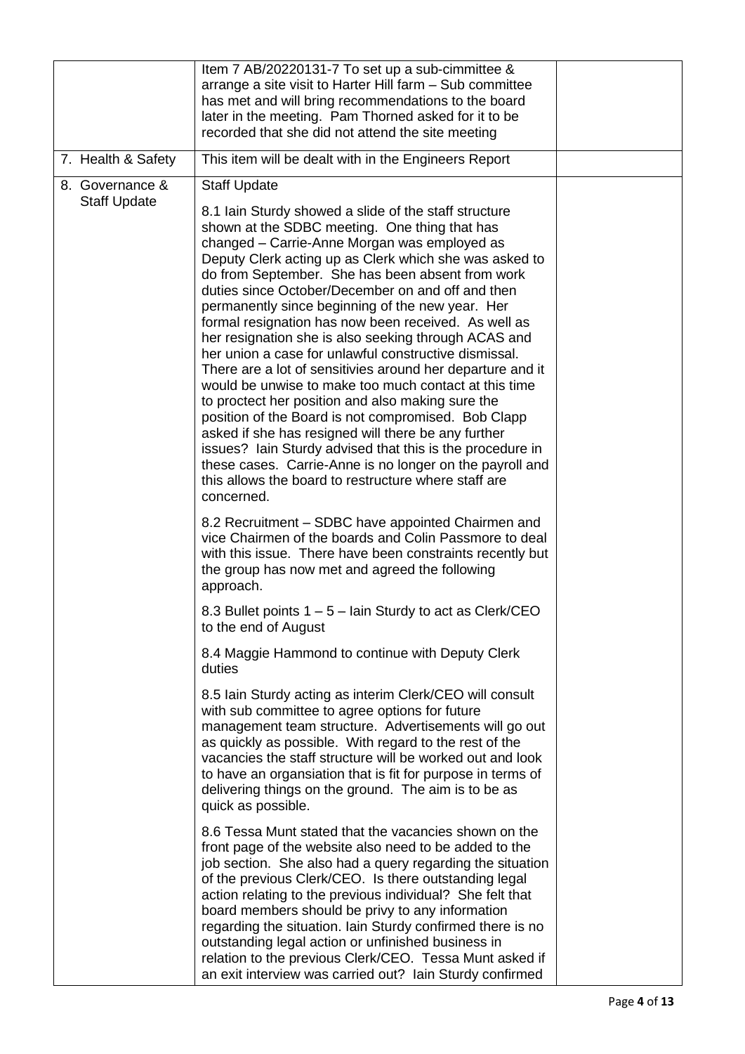| | | |
|---|---|---|
| | Item 7 AB/20220131-7 To set up a sub-cimmittee & arrange a site visit to Harter Hill farm – Sub committee has met and will bring recommendations to the board later in the meeting. Pam Thorned asked for it to be recorded that she did not attend the site meeting | |
| 7. Health & Safety | This item will be dealt with in the Engineers Report | |
| 8. Governance & Staff Update | Staff Update<br><br>8.1 Iain Sturdy showed a slide of the staff structure shown at the SDBC meeting. One thing that has changed – Carrie-Anne Morgan was employed as Deputy Clerk acting up as Clerk which she was asked to do from September. She has been absent from work duties since October/December on and off and then permanently since beginning of the new year. Her formal resignation has now been received. As well as her resignation she is also seeking through ACAS and her union a case for unlawful constructive dismissal. There are a lot of sensitivies around her departure and it would be unwise to make too much contact at this time to proctect her position and also making sure the position of the Board is not compromised. Bob Clapp asked if she has resigned will there be any further issues? Iain Sturdy advised that this is the procedure in these cases. Carrie-Anne is no longer on the payroll and this allows the board to restructure where staff are concerned.<br><br>8.2 Recruitment – SDBC have appointed Chairmen and vice Chairmen of the boards and Colin Passmore to deal with this issue. There have been constraints recently but the group has now met and agreed the following approach.<br><br>8.3 Bullet points 1 – 5 – Iain Sturdy to act as Clerk/CEO to the end of August<br><br>8.4 Maggie Hammond to continue with Deputy Clerk duties<br><br>8.5 Iain Sturdy acting as interim Clerk/CEO will consult with sub committee to agree options for future management team structure. Advertisements will go out as quickly as possible. With regard to the rest of the vacancies the staff structure will be worked out and look to have an organsiation that is fit for purpose in terms of delivering things on the ground. The aim is to be as quick as possible.<br><br>8.6 Tessa Munt stated that the vacancies shown on the front page of the website also need to be added to the job section. She also had a query regarding the situation of the previous Clerk/CEO. Is there outstanding legal action relating to the previous individual? She felt that board members should be privy to any information regarding the situation. Iain Sturdy confirmed there is no outstanding legal action or unfinished business in relation to the previous Clerk/CEO. Tessa Munt asked if an exit interview was carried out? Iain Sturdy confirmed | |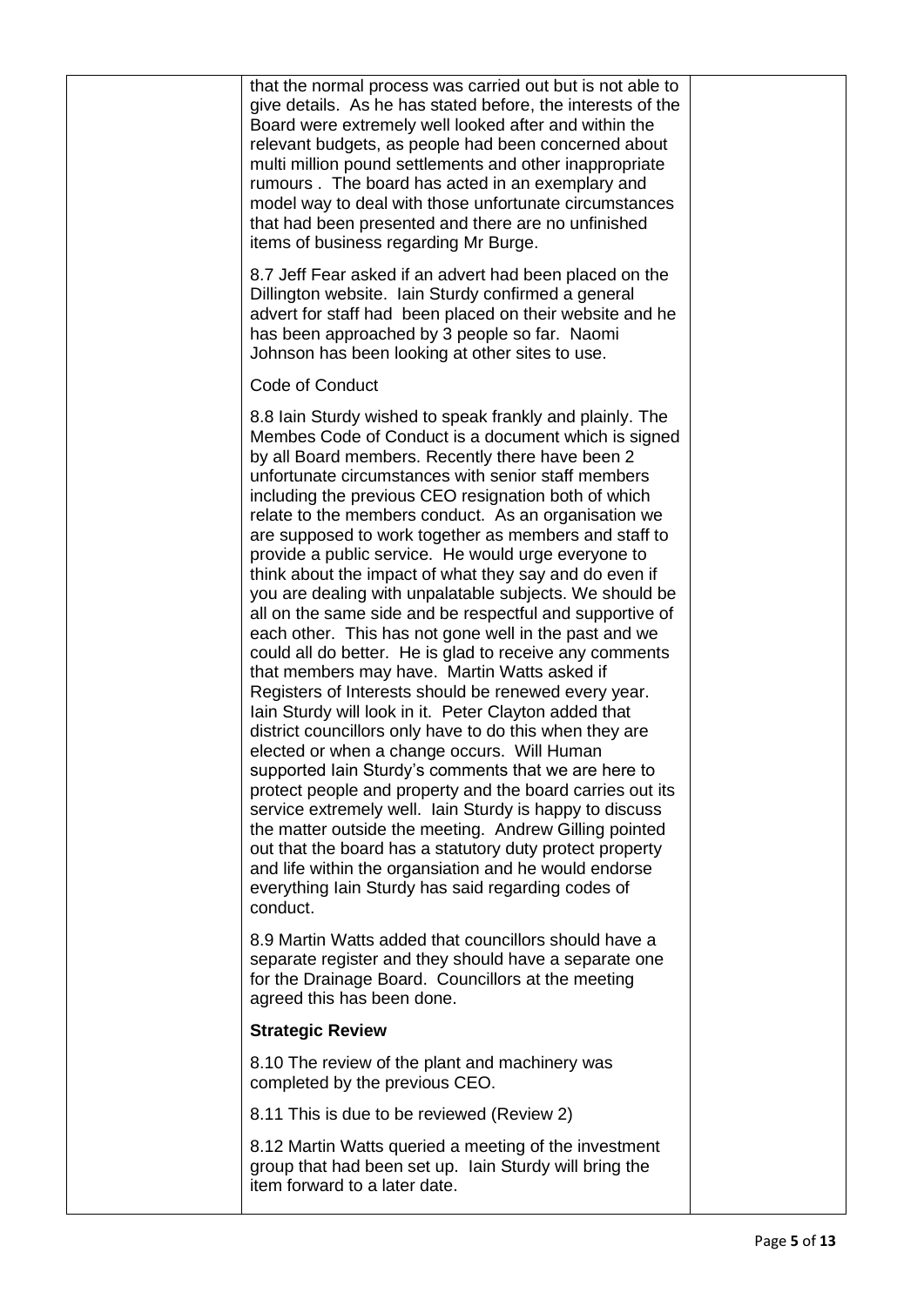that the normal process was carried out but is not able to give details. As he has stated before, the interests of the Board were extremely well looked after and within the relevant budgets, as people had been concerned about multi million pound settlements and other inappropriate rumours . The board has acted in an exemplary and model way to deal with those unfortunate circumstances that had been presented and there are no unfinished items of business regarding Mr Burge.

8.7 Jeff Fear asked if an advert had been placed on the Dillington website. Iain Sturdy confirmed a general advert for staff had been placed on their website and he has been approached by 3 people so far. Naomi Johnson has been looking at other sites to use.

Code of Conduct

8.8 Iain Sturdy wished to speak frankly and plainly. The Membes Code of Conduct is a document which is signed by all Board members. Recently there have been 2 unfortunate circumstances with senior staff members including the previous CEO resignation both of which relate to the members conduct. As an organisation we are supposed to work together as members and staff to provide a public service. He would urge everyone to think about the impact of what they say and do even if you are dealing with unpalatable subjects. We should be all on the same side and be respectful and supportive of each other. This has not gone well in the past and we could all do better. He is glad to receive any comments that members may have. Martin Watts asked if Registers of Interests should be renewed every year. Iain Sturdy will look in it. Peter Clayton added that district councillors only have to do this when they are elected or when a change occurs. Will Human supported Iain Sturdy's comments that we are here to protect people and property and the board carries out its service extremely well. Iain Sturdy is happy to discuss the matter outside the meeting. Andrew Gilling pointed out that the board has a statutory duty protect property and life within the organsiation and he would endorse everything Iain Sturdy has said regarding codes of conduct.

8.9 Martin Watts added that councillors should have a separate register and they should have a separate one for the Drainage Board. Councillors at the meeting agreed this has been done.

**Strategic Review**

8.10 The review of the plant and machinery was completed by the previous CEO.

8.11 This is due to be reviewed (Review 2)

8.12 Martin Watts queried a meeting of the investment group that had been set up. Iain Sturdy will bring the item forward to a later date.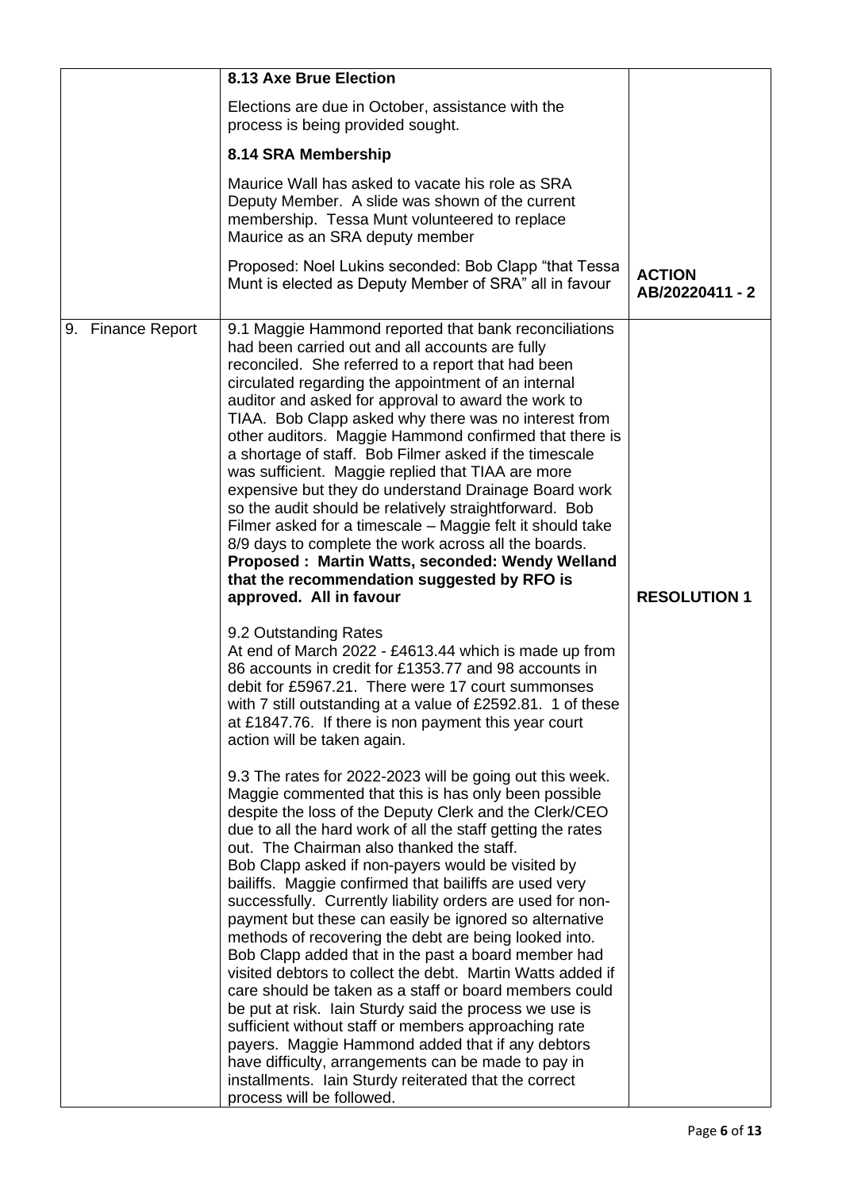| | | |
|---|---|---|
| | **8.13 Axe Brue Election**<br><br>Elections are due in October, assistance with the process is being provided sought.<br><br>**8.14 SRA Membership**<br><br>Maurice Wall has asked to vacate his role as SRA Deputy Member. A slide was shown of the current membership. Tessa Munt volunteered to replace Maurice as an SRA deputy member<br><br>Proposed: Noel Lukins seconded: Bob Clapp "that Tessa Munt is elected as Deputy Member of SRA" all in favour | **ACTION AB/20220411 - 2** |
| 9. Finance Report | 9.1 Maggie Hammond reported that bank reconciliations had been carried out and all accounts are fully reconciled. She referred to a report that had been circulated regarding the appointment of an internal auditor and asked for approval to award the work to TIAA. Bob Clapp asked why there was no interest from other auditors. Maggie Hammond confirmed that there is a shortage of staff. Bob Filmer asked if the timescale was sufficient. Maggie replied that TIAA are more expensive but they do understand Drainage Board work so the audit should be relatively straightforward. Bob Filmer asked for a timescale – Maggie felt it should take 8/9 days to complete the work across all the boards. **Proposed : Martin Watts, seconded: Wendy Welland that the recommendation suggested by RFO is approved. All in favour**<br><br>9.2 Outstanding Rates<br>At end of March 2022 - £4613.44 which is made up from 86 accounts in credit for £1353.77 and 98 accounts in debit for £5967.21. There were 17 court summonses with 7 still outstanding at a value of £2592.81. 1 of these at £1847.76. If there is non payment this year court action will be taken again.<br><br>9.3 The rates for 2022-2023 will be going out this week. Maggie commented that this is has only been possible despite the loss of the Deputy Clerk and the Clerk/CEO due to all the hard work of all the staff getting the rates out. The Chairman also thanked the staff.<br>Bob Clapp asked if non-payers would be visited by bailiffs. Maggie confirmed that bailiffs are used very successfully. Currently liability orders are used for non-payment but these can easily be ignored so alternative methods of recovering the debt are being looked into. Bob Clapp added that in the past a board member had visited debtors to collect the debt. Martin Watts added if care should be taken as a staff or board members could be put at risk. Iain Sturdy said the process we use is sufficient without staff or members approaching rate payers. Maggie Hammond added that if any debtors have difficulty, arrangements can be made to pay in installments. Iain Sturdy reiterated that the correct process will be followed. | **RESOLUTION 1** |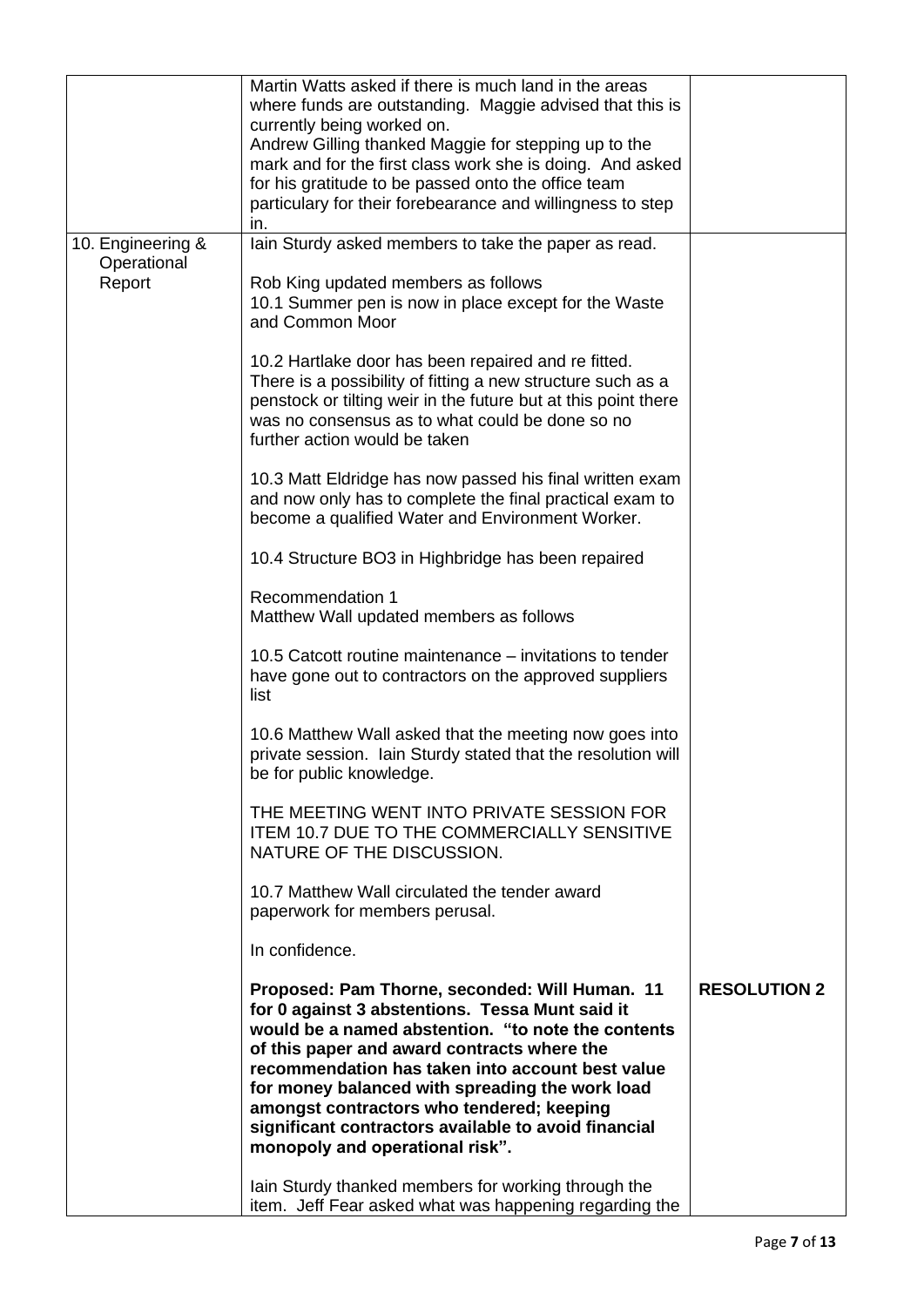| | | |
|---|---|---|
| | Martin Watts asked if there is much land in the areas where funds are outstanding. Maggie advised that this is currently being worked on.<br>Andrew Gilling thanked Maggie for stepping up to the mark and for the first class work she is doing. And asked for his gratitude to be passed onto the office team particulary for their forebearance and willingness to step in. | |
| 10. Engineering & Operational Report | Iain Sturdy asked members to take the paper as read.<br><br>Rob King updated members as follows<br>10.1 Summer pen is now in place except for the Waste and Common Moor<br><br>10.2 Hartlake door has been repaired and re fitted. There is a possibility of fitting a new structure such as a penstock or tilting weir in the future but at this point there was no consensus as to what could be done so no further action would be taken<br><br>10.3 Matt Eldridge has now passed his final written exam and now only has to complete the final practical exam to become a qualified Water and Environment Worker.<br><br>10.4 Structure BO3 in Highbridge has been repaired<br><br>Recommendation 1<br>Matthew Wall updated members as follows<br><br>10.5 Catcott routine maintenance – invitations to tender have gone out to contractors on the approved suppliers list<br><br>10.6 Matthew Wall asked that the meeting now goes into private session. Iain Sturdy stated that the resolution will be for public knowledge.<br><br>THE MEETING WENT INTO PRIVATE SESSION FOR ITEM 10.7 DUE TO THE COMMERCIALLY SENSITIVE NATURE OF THE DISCUSSION.<br><br>10.7 Matthew Wall circulated the tender award paperwork for members perusal.<br><br>In confidence.<br><br>**Proposed: Pam Thorne, seconded: Will Human. 11 for 0 against 3 abstentions. Tessa Munt said it would be a named abstention. "to note the contents of this paper and award contracts where the recommendation has taken into account best value for money balanced with spreading the work load amongst contractors who tendered; keeping significant contractors available to avoid financial monopoly and operational risk".**<br><br>Iain Sturdy thanked members for working through the item. Jeff Fear asked what was happening regarding the | **RESOLUTION 2** |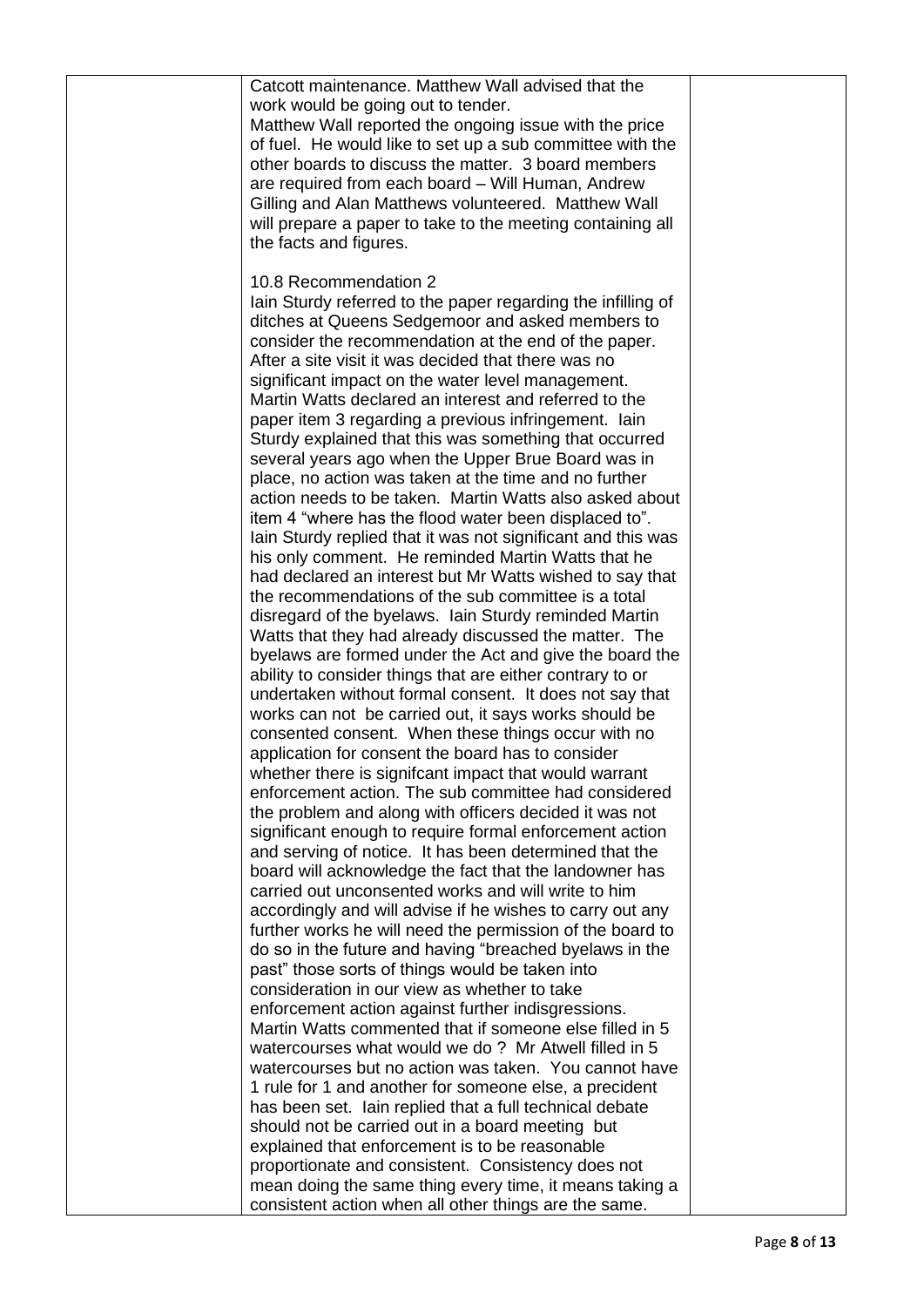| | Catcott maintenance. Matthew Wall advised that the work would be going out to tender.<br>Matthew Wall reported the ongoing issue with the price of fuel. He would like to set up a sub committee with the other boards to discuss the matter. 3 board members are required from each board – Will Human, Andrew Gilling and Alan Matthews volunteered. Matthew Wall will prepare a paper to take to the meeting containing all the facts and figures.<br><br>10.8 Recommendation 2<br>Iain Sturdy referred to the paper regarding the infilling of ditches at Queens Sedgemoor and asked members to consider the recommendation at the end of the paper. After a site visit it was decided that there was no significant impact on the water level management. Martin Watts declared an interest and referred to the paper item 3 regarding a previous infringement. Iain Sturdy explained that this was something that occurred several years ago when the Upper Brue Board was in place, no action was taken at the time and no further action needs to be taken. Martin Watts also asked about item 4 "where has the flood water been displaced to". Iain Sturdy replied that it was not significant and this was his only comment. He reminded Martin Watts that he had declared an interest but Mr Watts wished to say that the recommendations of the sub committee is a total disregard of the byelaws. Iain Sturdy reminded Martin Watts that they had already discussed the matter. The byelaws are formed under the Act and give the board the ability to consider things that are either contrary to or undertaken without formal consent. It does not say that works can not be carried out, it says works should be consented consent. When these things occur with no application for consent the board has to consider whether there is signifcant impact that would warrant enforcement action. The sub committee had considered the problem and along with officers decided it was not significant enough to require formal enforcement action and serving of notice. It has been determined that the board will acknowledge the fact that the landowner has carried out unconsented works and will write to him accordingly and will advise if he wishes to carry out any further works he will need the permission of the board to do so in the future and having "breached byelaws in the past" those sorts of things would be taken into consideration in our view as whether to take enforcement action against further indisgressions.<br>Martin Watts commented that if someone else filled in 5 watercourses what would we do ? Mr Atwell filled in 5 watercourses but no action was taken. You cannot have 1 rule for 1 and another for someone else, a precident has been set. Iain replied that a full technical debate should not be carried out in a board meeting but explained that enforcement is to be reasonable proportionate and consistent. Consistency does not mean doing the same thing every time, it means taking a consistent action when all other things are the same. | |
|---|---|---|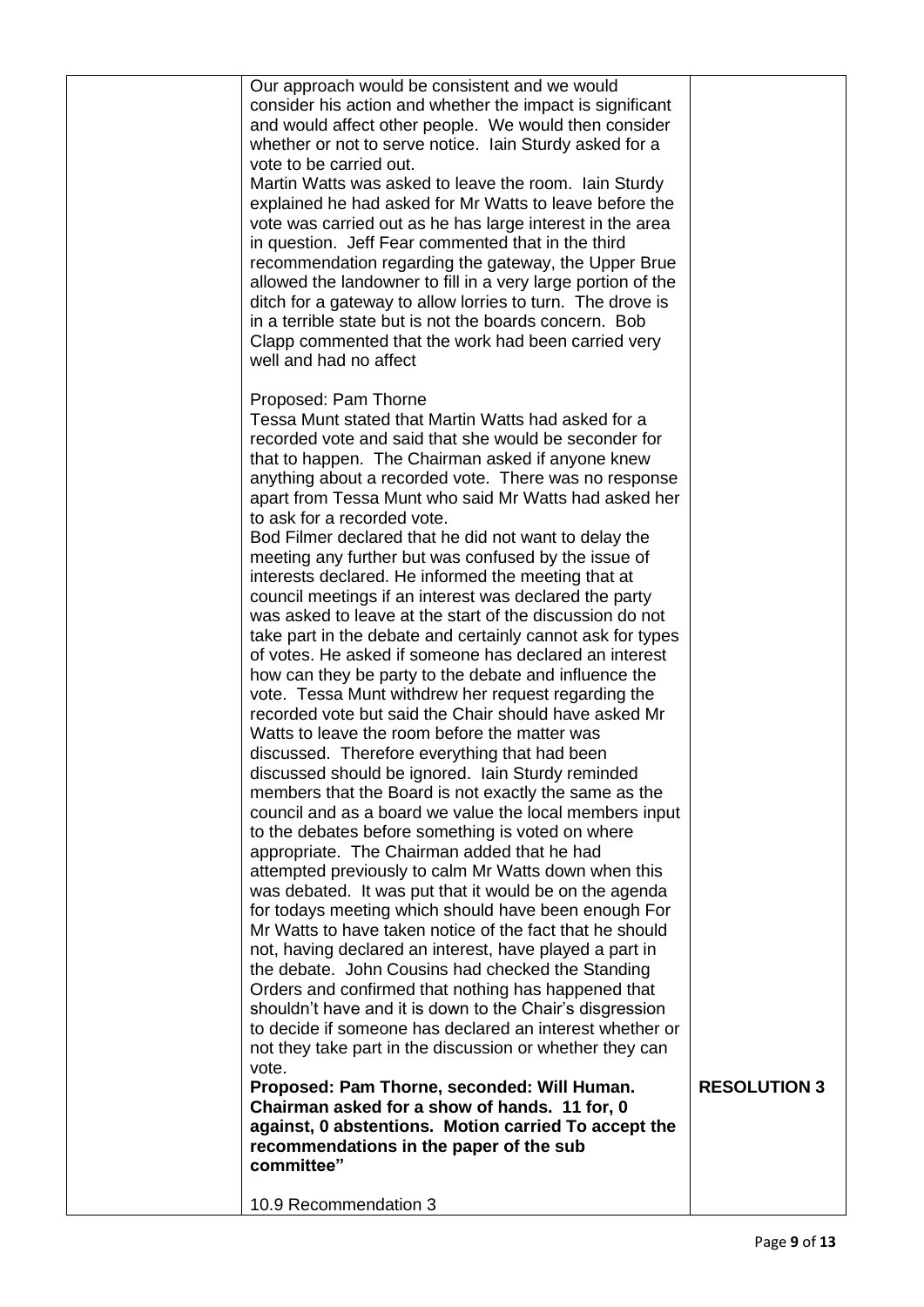| | | |
|---|---|---|
| | Our approach would be consistent and we would consider his action and whether the impact is significant and would affect other people. We would then consider whether or not to serve notice. Iain Sturdy asked for a vote to be carried out.<br>Martin Watts was asked to leave the room. Iain Sturdy explained he had asked for Mr Watts to leave before the vote was carried out as he has large interest in the area in question. Jeff Fear commented that in the third recommendation regarding the gateway, the Upper Brue allowed the landowner to fill in a very large portion of the ditch for a gateway to allow lorries to turn. The drove is in a terrible state but is not the boards concern. Bob Clapp commented that the work had been carried very well and had no affect<br><br>Proposed: Pam Thorne<br>Tessa Munt stated that Martin Watts had asked for a recorded vote and said that she would be seconder for that to happen. The Chairman asked if anyone knew anything about a recorded vote. There was no response apart from Tessa Munt who said Mr Watts had asked her to ask for a recorded vote.<br>Bod Filmer declared that he did not want to delay the meeting any further but was confused by the issue of interests declared. He informed the meeting that at council meetings if an interest was declared the party was asked to leave at the start of the discussion do not take part in the debate and certainly cannot ask for types of votes. He asked if someone has declared an interest how can they be party to the debate and influence the vote. Tessa Munt withdrew her request regarding the recorded vote but said the Chair should have asked Mr Watts to leave the room before the matter was discussed. Therefore everything that had been discussed should be ignored. Iain Sturdy reminded members that the Board is not exactly the same as the council and as a board we value the local members input to the debates before something is voted on where appropriate. The Chairman added that he had attempted previously to calm Mr Watts down when this was debated. It was put that it would be on the agenda for todays meeting which should have been enough For Mr Watts to have taken notice of the fact that he should not, having declared an interest, have played a part in the debate. John Cousins had checked the Standing Orders and confirmed that nothing has happened that shouldn't have and it is down to the Chair's disgression to decide if someone has declared an interest whether or not they take part in the discussion or whether they can vote.<br>**Proposed: Pam Thorne, seconded: Will Human. Chairman asked for a show of hands. 11 for, 0 against, 0 abstentions. Motion carried To accept the recommendations in the paper of the sub committee"**<br><br>10.9 Recommendation 3 | **RESOLUTION 3** |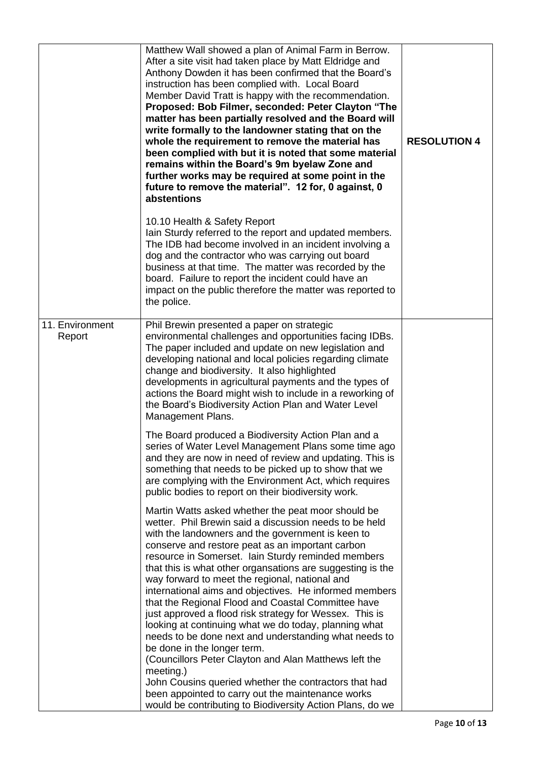| | | |
|---|---|---|
| | Matthew Wall showed a plan of Animal Farm in Berrow. After a site visit had taken place by Matt Eldridge and Anthony Dowden it has been confirmed that the Board's instruction has been complied with. Local Board Member David Tratt is happy with the recommendation. **Proposed: Bob Filmer, seconded: Peter Clayton "The matter has been partially resolved and the Board will write formally to the landowner stating that on the whole the requirement to remove the material has been complied with but it is noted that some material remains within the Board's 9m byelaw Zone and further works may be required at some point in the future to remove the material". 12 for, 0 against, 0 abstentions**<br><br>10.10 Health & Safety Report<br>Iain Sturdy referred to the report and updated members. The IDB had become involved in an incident involving a dog and the contractor who was carrying out board business at that time. The matter was recorded by the board. Failure to report the incident could have an impact on the public therefore the matter was reported to the police. | **RESOLUTION 4** |
| 11. Environment Report | Phil Brewin presented a paper on strategic environmental challenges and opportunities facing IDBs. The paper included and update on new legislation and developing national and local policies regarding climate change and biodiversity. It also highlighted developments in agricultural payments and the types of actions the Board might wish to include in a reworking of the Board's Biodiversity Action Plan and Water Level Management Plans.<br><br>The Board produced a Biodiversity Action Plan and a series of Water Level Management Plans some time ago and they are now in need of review and updating. This is something that needs to be picked up to show that we are complying with the Environment Act, which requires public bodies to report on their biodiversity work.<br><br>Martin Watts asked whether the peat moor should be wetter. Phil Brewin said a discussion needs to be held with the landowners and the government is keen to conserve and restore peat as an important carbon resource in Somerset. Iain Sturdy reminded members that this is what other organsations are suggesting is the way forward to meet the regional, national and international aims and objectives. He informed members that the Regional Flood and Coastal Committee have just approved a flood risk strategy for Wessex. This is looking at continuing what we do today, planning what needs to be done next and understanding what needs to be done in the longer term.<br>(Councillors Peter Clayton and Alan Matthews left the meeting.)<br>John Cousins queried whether the contractors that had been appointed to carry out the maintenance works would be contributing to Biodiversity Action Plans, do we | |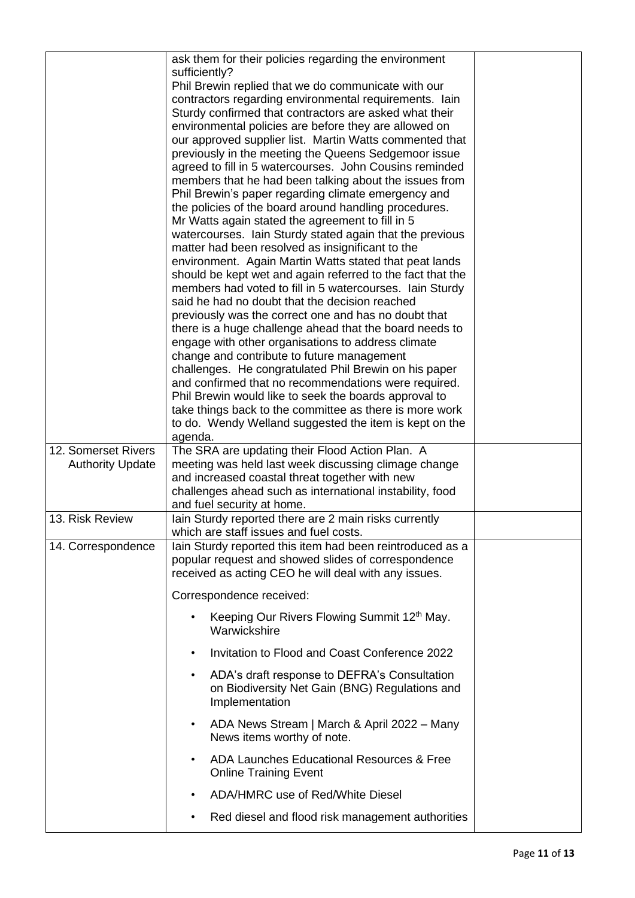| | | |
|---|---|---|
| | ask them for their policies regarding the environment sufficiently?<br>Phil Brewin replied that we do communicate with our contractors regarding environmental requirements. Iain Sturdy confirmed that contractors are asked what their environmental policies are before they are allowed on our approved supplier list. Martin Watts commented that previously in the meeting the Queens Sedgemoor issue agreed to fill in 5 watercourses. John Cousins reminded members that he had been talking about the issues from Phil Brewin's paper regarding climate emergency and the policies of the board around handling procedures. Mr Watts again stated the agreement to fill in 5 watercourses. Iain Sturdy stated again that the previous matter had been resolved as insignificant to the environment. Again Martin Watts stated that peat lands should be kept wet and again referred to the fact that the members had voted to fill in 5 watercourses. Iain Sturdy said he had no doubt that the decision reached previously was the correct one and has no doubt that there is a huge challenge ahead that the board needs to engage with other organisations to address climate change and contribute to future management challenges. He congratulated Phil Brewin on his paper and confirmed that no recommendations were required. Phil Brewin would like to seek the boards approval to take things back to the committee as there is more work to do. Wendy Welland suggested the item is kept on the agenda. | |
| 12. Somerset Rivers Authority Update | The SRA are updating their Flood Action Plan. A meeting was held last week discussing climage change and increased coastal threat together with new challenges ahead such as international instability, food and fuel security at home. | |
| 13. Risk Review | Iain Sturdy reported there are 2 main risks currently which are staff issues and fuel costs. | |
| 14. Correspondence | Iain Sturdy reported this item had been reintroduced as a popular request and showed slides of correspondence received as acting CEO he will deal with any issues.<br><br>Correspondence received:<br><br>• Keeping Our Rivers Flowing Summit 12th May. Warwickshire<br>• Invitation to Flood and Coast Conference 2022<br>• ADA's draft response to DEFRA's Consultation on Biodiversity Net Gain (BNG) Regulations and Implementation<br>• ADA News Stream \| March & April 2022 – Many News items worthy of note.<br>• ADA Launches Educational Resources & Free Online Training Event<br>• ADA/HMRC use of Red/White Diesel<br>• Red diesel and flood risk management authorities | |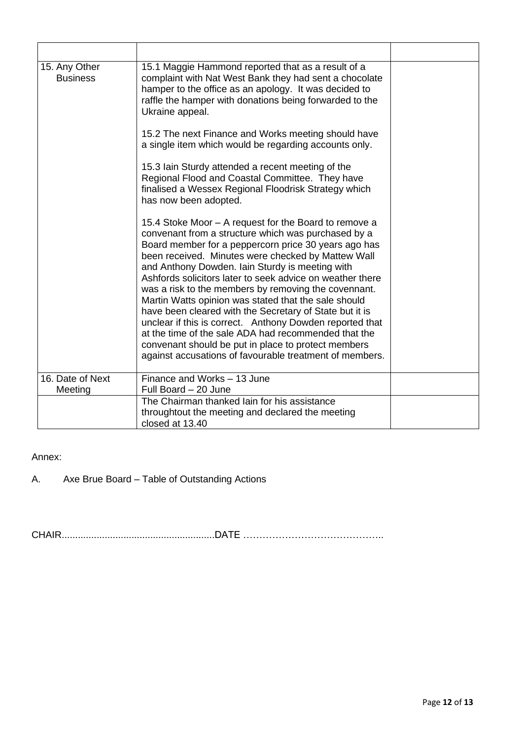| | | |
|---|---|---|
| 15. Any Other Business | 15.1 Maggie Hammond reported that as a result of a complaint with Nat West Bank they had sent a chocolate hamper to the office as an apology. It was decided to raffle the hamper with donations being forwarded to the Ukraine appeal.<br><br>15.2 The next Finance and Works meeting should have a single item which would be regarding accounts only.<br><br>15.3 Iain Sturdy attended a recent meeting of the Regional Flood and Coastal Committee. They have finalised a Wessex Regional Floodrisk Strategy which has now been adopted.<br><br>15.4 Stoke Moor – A request for the Board to remove a convenant from a structure which was purchased by a Board member for a peppercorn price 30 years ago has been received. Minutes were checked by Mattew Wall and Anthony Dowden. Iain Sturdy is meeting with Ashfords solicitors later to seek advice on weather there was a risk to the members by removing the covennant. Martin Watts opinion was stated that the sale should have been cleared with the Secretary of State but it is unclear if this is correct. Anthony Dowden reported that at the time of the sale ADA had recommended that the convenant should be put in place to protect members against accusations of favourable treatment of members. | |
| 16. Date of Next Meeting | Finance and Works – 13 June<br>Full Board – 20 June | |
| | The Chairman thanked Iain for his assistance throughtout the meeting and declared the meeting closed at 13.40 | |

Annex:

A. Axe Brue Board – Table of Outstanding Actions

CHAIR.........................................................DATE ……………………………………..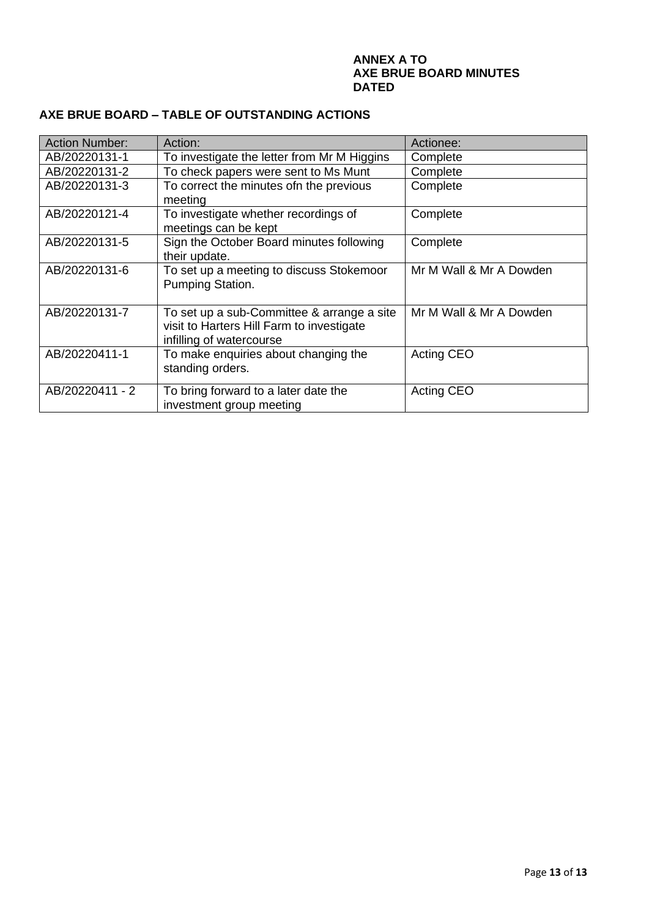**ANNEX A TO**
**AXE BRUE BOARD MINUTES**
**DATED**

**AXE BRUE BOARD – TABLE OF OUTSTANDING ACTIONS**

| Action Number: | Action: | Actionee: |
|---|---|---|
| AB/20220131-1 | To investigate the letter from Mr M Higgins | Complete |
| AB/20220131-2 | To check papers were sent to Ms Munt | Complete |
| AB/20220131-3 | To correct the minutes ofn the previous meeting | Complete |
| AB/20220121-4 | To investigate whether recordings of meetings can be kept | Complete |
| AB/20220131-5 | Sign the October Board minutes following their update. | Complete |
| AB/20220131-6 | To set up a meeting to discuss Stokemoor Pumping Station. | Mr M Wall & Mr A Dowden |
| AB/20220131-7 | To set up a sub-Committee & arrange a site visit to Harters Hill Farm to investigate infilling of watercourse | Mr M Wall & Mr A Dowden |
| AB/20220411-1 | To make enquiries about changing the standing orders. | Acting CEO |
| AB/20220411 - 2 | To bring forward to a later date the investment group meeting | Acting CEO |